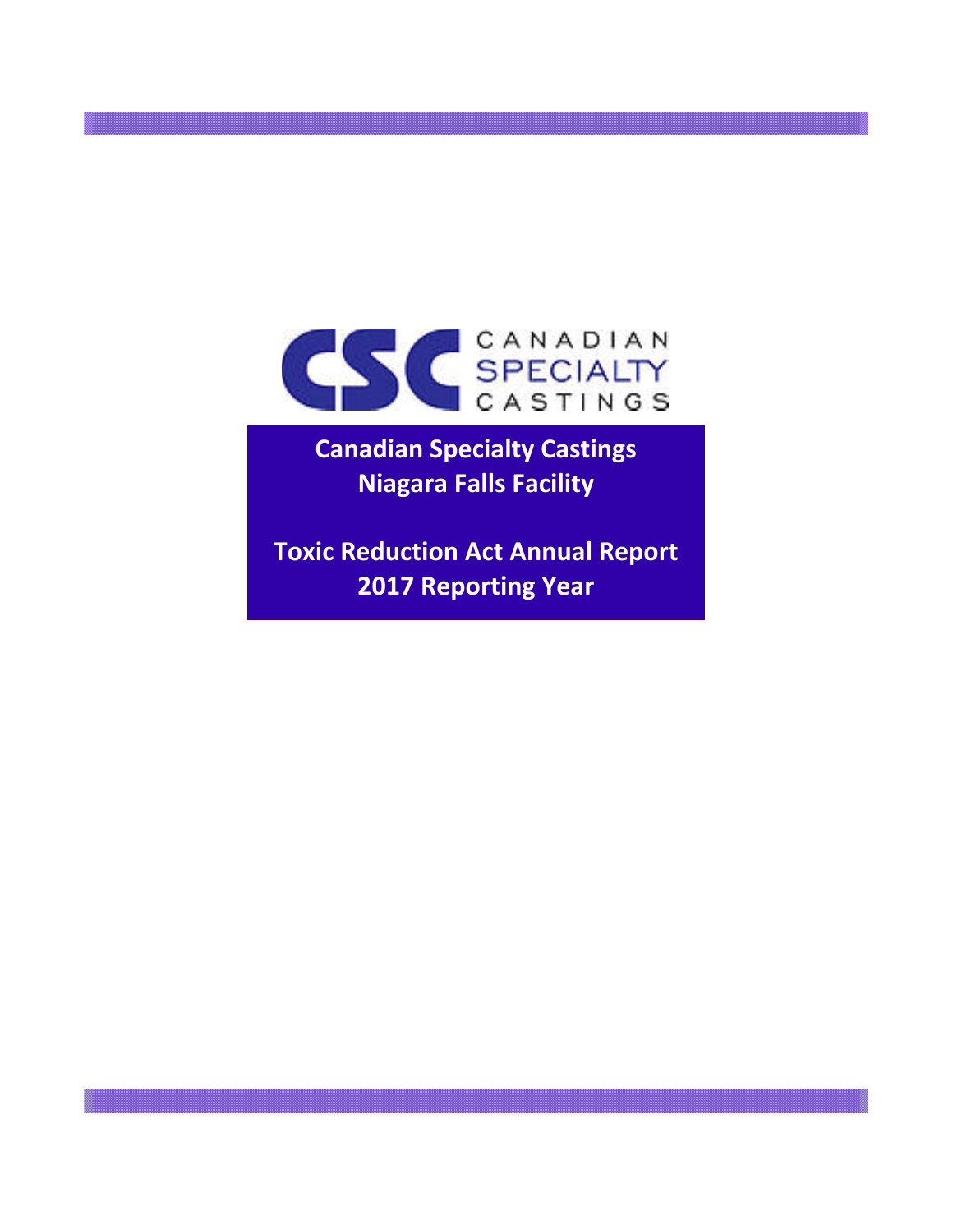CSC CANADIAN SPECIALTY CASTINGS

# Canadian Specialty Castings Niagara Falls Facility

# Toxic Reduction Act Annual Report 2017 Reporting Year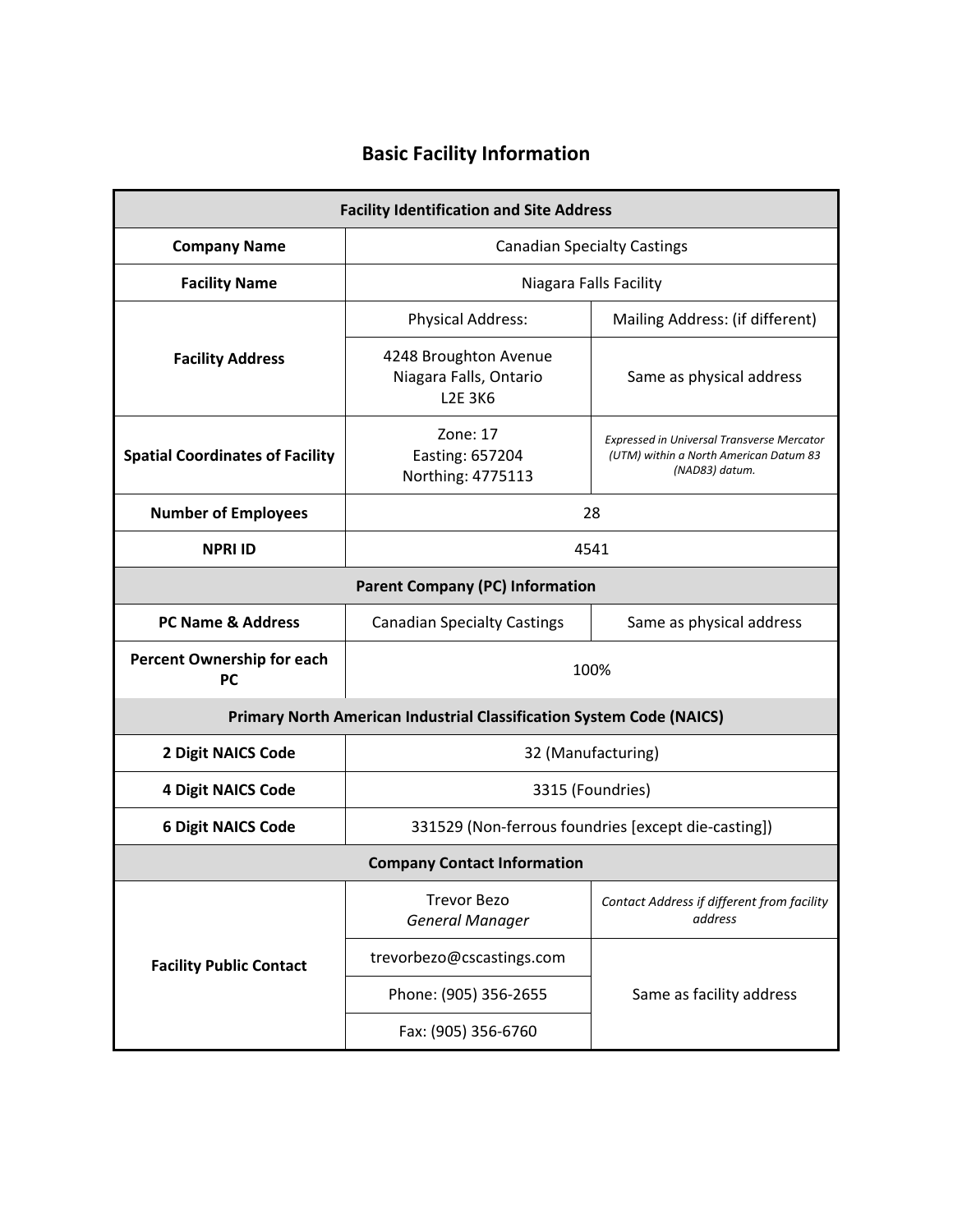# Basic Facility Information

| Facility Identification and Site Address | | |
|---|---|---|
| **Company Name** | Canadian Specialty Castings | |
| **Facility Name** | Niagara Falls Facility | |
| **Facility Address** | Physical Address: | Mailing Address: (if different) |
| | 4248 Broughton Avenue<br>Niagara Falls, Ontario<br>L2E 3K6 | Same as physical address |
| **Spatial Coordinates of Facility** | Zone: 17<br>Easting: 657204<br>Northing: 4775113 | *Expressed in Universal Transverse Mercator (UTM) within a North American Datum 83 (NAD83) datum.* |
| **Number of Employees** | 28 | |
| **NPRI ID** | 4541 | |
| **Parent Company (PC) Information** | | |
| **PC Name & Address** | Canadian Specialty Castings | Same as physical address |
| **Percent Ownership for each PC** | 100% | |
| **Primary North American Industrial Classification System Code (NAICS)** | | |
| **2 Digit NAICS Code** | 32 (Manufacturing) | |
| **4 Digit NAICS Code** | 3315 (Foundries) | |
| **6 Digit NAICS Code** | 331529 (Non-ferrous foundries [except die-casting]) | |
| **Company Contact Information** | | |
| **Facility Public Contact** | Trevor Bezo<br>*General Manager* | *Contact Address if different from facility address* |
| | trevorbezo@cscastings.com | Same as facility address |
| | Phone: (905) 356-2655 | |
| | Fax: (905) 356-6760 | |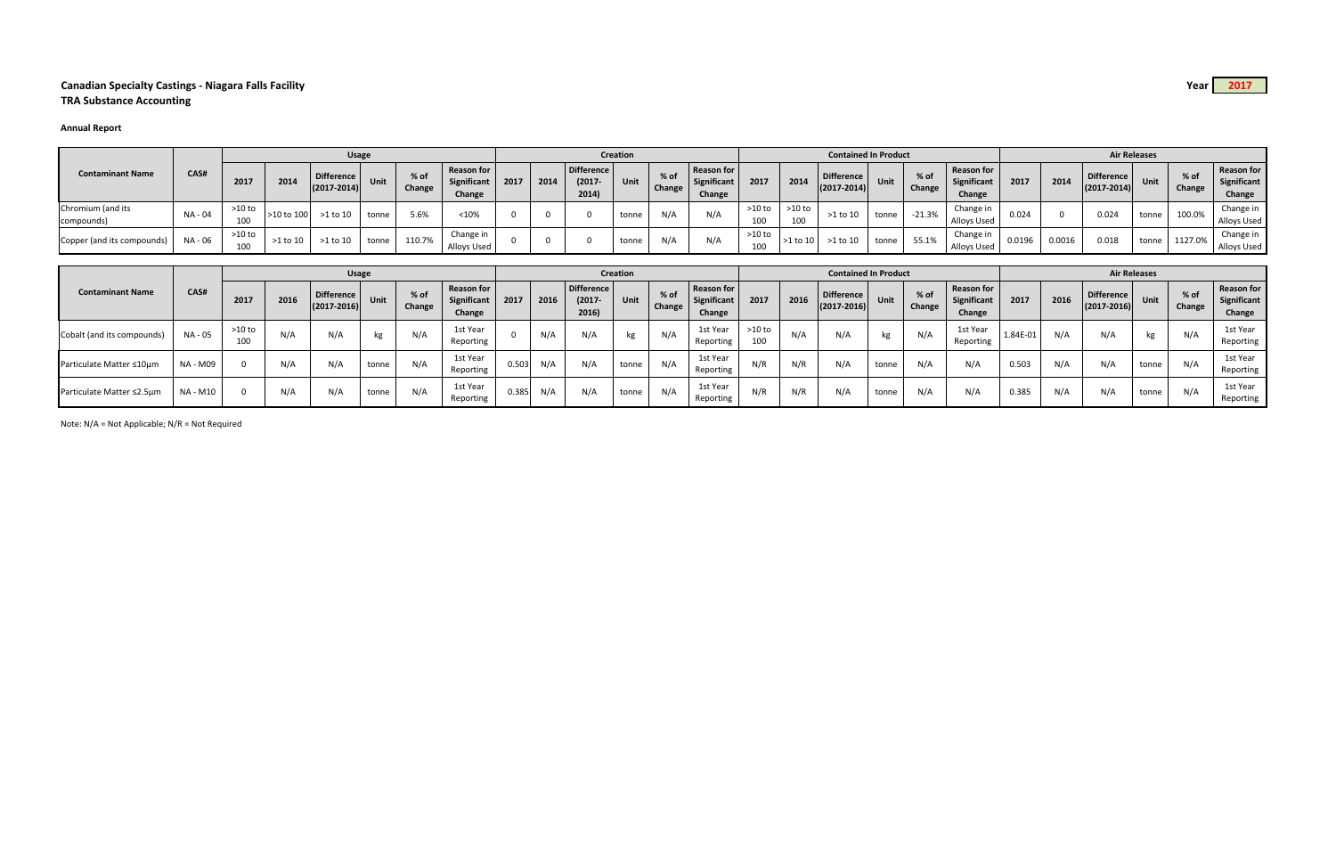**Canadian Specialty Castings - Niagara Falls Facility**
**TRA Substance Accounting**

Year **2017**

**Annual Report**

| Contaminant Name | CAS# | Usage | | | | | | Creation | | | | | | Contained In Product | | | | | | Air Releases | | | | | |
|---|---|---|---|---|---|---|---|---|---|---|---|---|---|---|---|---|---|---|---|---|---|---|---|---|---|
| | | 2017 | 2014 | Difference (2017-2014) | Unit | % of Change | Reason for Significant Change | 2017 | 2014 | Difference (2017-2014) | Unit | % of Change | Reason for Significant Change | 2017 | 2014 | Difference (2017-2014) | Unit | % of Change | Reason for Significant Change | 2017 | 2014 | Difference (2017-2014) | Unit | % of Change | Reason for Significant Change |
| Chromium (and its compounds) | NA - 04 | >10 to 100 | >10 to 100 | >1 to 10 | tonne | 5.6% | <10% | 0 | 0 | 0 | tonne | N/A | N/A | >10 to 100 | >10 to 100 | >1 to 10 | tonne | -21.3% | Change in Alloys Used | 0.024 | 0 | 0.024 | tonne | 100.0% | Change in Alloys Used |
| Copper (and its compounds) | NA - 06 | >10 to 100 | >1 to 10 | >1 to 10 | tonne | 110.7% | Change in Alloys Used | 0 | 0 | 0 | tonne | N/A | N/A | >10 to 100 | >1 to 10 | >1 to 10 | tonne | 55.1% | Change in Alloys Used | 0.0196 | 0.0016 | 0.018 | tonne | 1127.0% | Change in Alloys Used |

| Contaminant Name | CAS# | Usage | | | | | | Creation | | | | | | Contained In Product | | | | | | Air Releases | | | | | |
|---|---|---|---|---|---|---|---|---|---|---|---|---|---|---|---|---|---|---|---|---|---|---|---|---|---|
| | | 2017 | 2016 | Difference (2017-2016) | Unit | % of Change | Reason for Significant Change | 2017 | 2016 | Difference (2017-2016) | Unit | % of Change | Reason for Significant Change | 2017 | 2016 | Difference (2017-2016) | Unit | % of Change | Reason for Significant Change | 2017 | 2016 | Difference (2017-2016) | Unit | % of Change | Reason for Significant Change |
| Cobalt (and its compounds) | NA - 05 | >10 to 100 | N/A | N/A | kg | N/A | 1st Year Reporting | 0 | N/A | N/A | kg | N/A | 1st Year Reporting | >10 to 100 | N/A | N/A | kg | N/A | 1st Year Reporting | 1.84E-01 | N/A | N/A | kg | N/A | 1st Year Reporting |
| Particulate Matter ≤10μm | NA - M09 | 0 | N/A | N/A | tonne | N/A | 1st Year Reporting | 0.503 | N/A | N/A | tonne | N/A | 1st Year Reporting | N/R | N/R | N/A | tonne | N/A | N/A | 0.503 | N/A | N/A | tonne | N/A | 1st Year Reporting |
| Particulate Matter ≤2.5μm | NA - M10 | 0 | N/A | N/A | tonne | N/A | 1st Year Reporting | 0.385 | N/A | N/A | tonne | N/A | 1st Year Reporting | N/R | N/R | N/A | tonne | N/A | N/A | 0.385 | N/A | N/A | tonne | N/A | 1st Year Reporting |

Note: N/A = Not Applicable; N/R = Not Required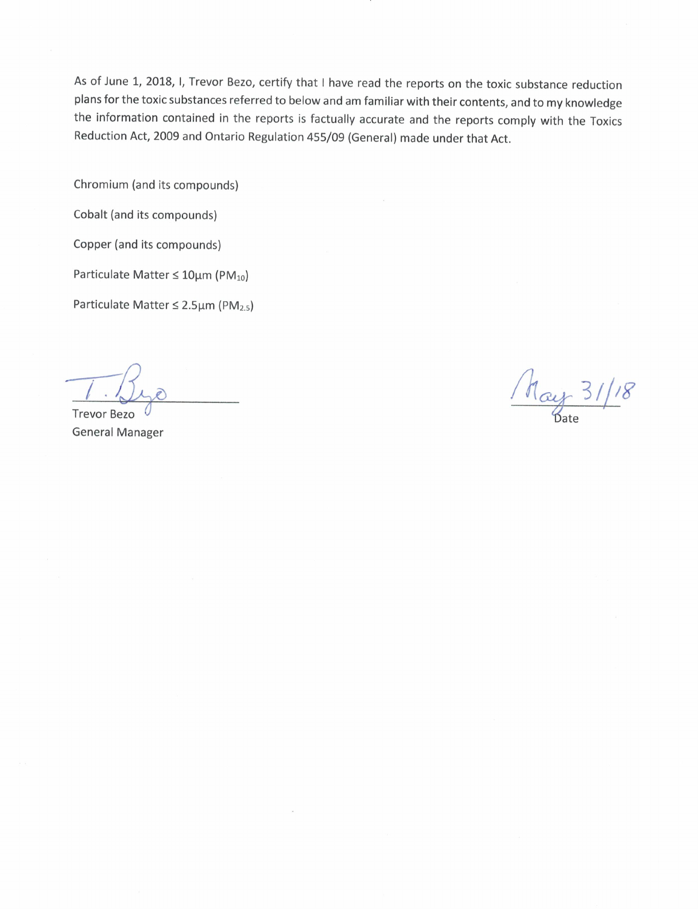As of June 1, 2018, I, Trevor Bezo, certify that I have read the reports on the toxic substance reduction plans for the toxic substances referred to below and am familiar with their contents, and to my knowledge the information contained in the reports is factually accurate and the reports comply with the Toxics Reduction Act, 2009 and Ontario Regulation 455/09 (General) made under that Act.

Chromium (and its compounds)

Cobalt (and its compounds)

Copper (and its compounds)

Particulate Matter ≤ 10µm ($PM_{10}$)

Particulate Matter ≤ 2.5µm ($PM_{2.5}$)

T. Bezo
Trevor Bezo
General Manager

May 31/18
Date